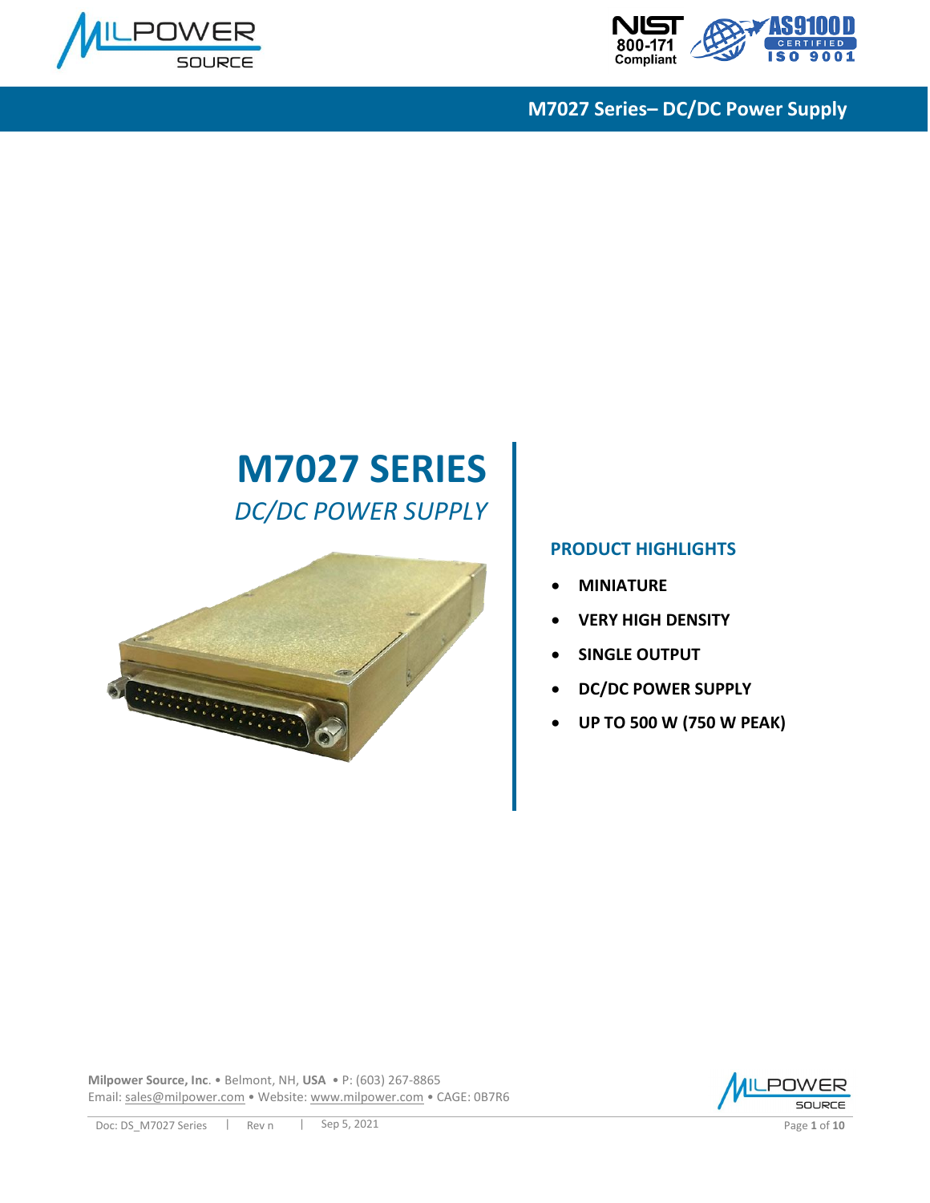# M7027 SERIES

*DC/DC POWER SUPPLY*

## PRODUCT HIGHLIGHTS

- **MINIATURE**
- **VERY HIGH DENSITY**
- **SINGLE OUTPUT**
- **DC/DC POWER SUPPLY**
- **UP TO 500 W (750 W PEAK)**

**Milpower Source, Inc**. • Belmont, NH, **USA** • P: (603) 267-8865
Email: sales@milpower.com • Website: www.milpower.com • CAGE: 0B7R6

Doc: DS_M7027 Series | Rev n | Sep 5, 2021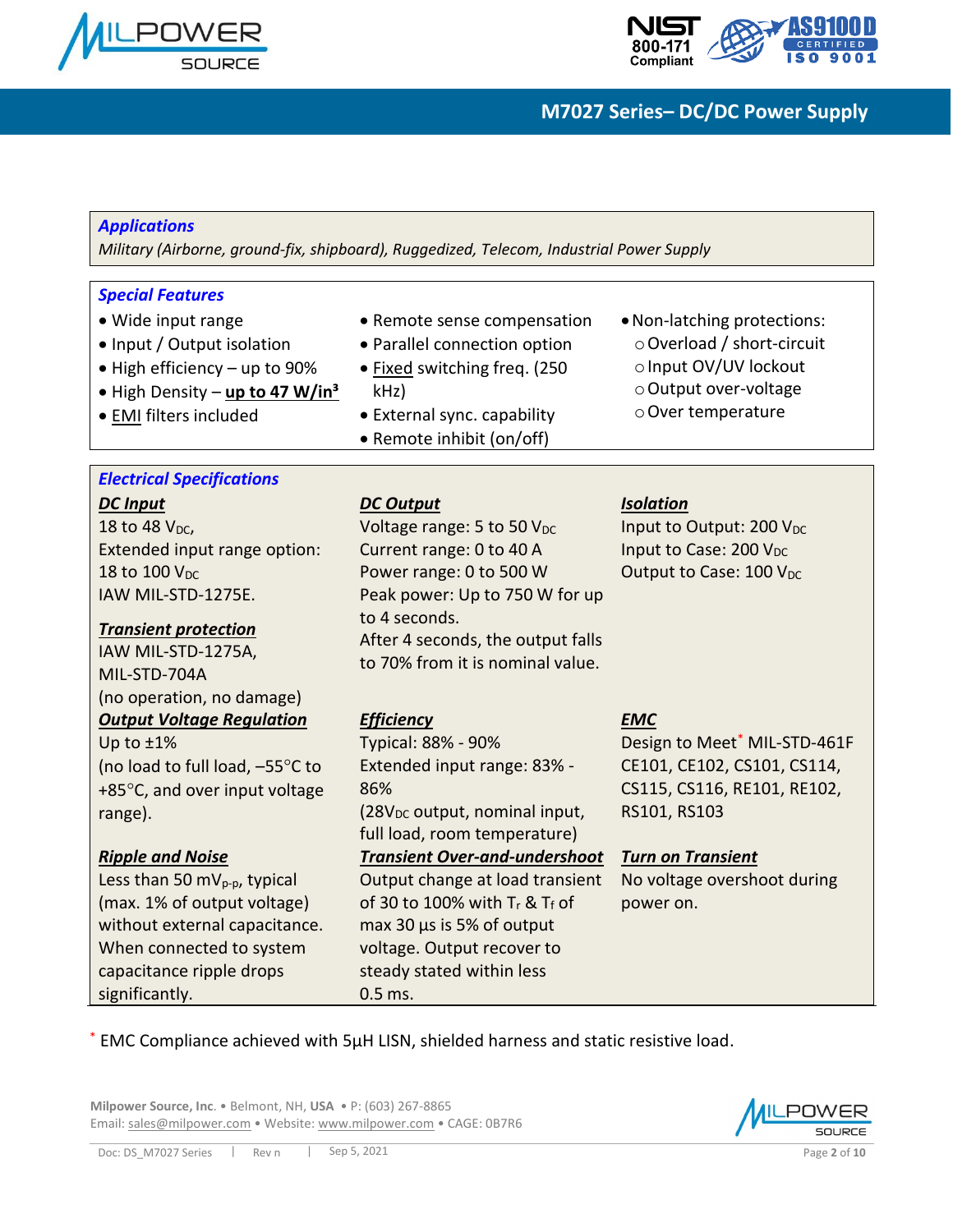## Applications

*Military (Airborne, ground-fix, shipboard), Ruggedized, Telecom, Industrial Power Supply*

## Special Features

- Wide input range
- Input / Output isolation
- High efficiency – up to 90%
- High Density – **up to 47 W/in³**
- EMI filters included
- Remote sense compensation
- Parallel connection option
- Fixed switching freq. (250 kHz)
- External sync. capability
- Remote inhibit (on/off)
- Non-latching protections:
  - Overload / short-circuit
  - Input OV/UV lockout
  - Output over-voltage
  - Over temperature

## Electrical Specifications

### DC Input

18 to 48 $V_{DC}$,
Extended input range option:
18 to 100 $V_{DC}$
IAW MIL-STD-1275E.

### Transient protection

IAW MIL-STD-1275A,
MIL-STD-704A
(no operation, no damage)

### Output Voltage Regulation

Up to ±1%
(no load to full load, –55°C to +85°C, and over input voltage range).

### Ripple and Noise

Less than 50 $mV_{p-p}$, typical (max. 1% of output voltage) without external capacitance. When connected to system capacitance ripple drops significantly.

### DC Output

Voltage range: 5 to 50 $V_{DC}$
Current range: 0 to 40 A
Power range: 0 to 500 W
Peak power: Up to 750 W for up to 4 seconds.
After 4 seconds, the output falls to 70% from it is nominal value.

### Efficiency

Typical: 88% - 90%
Extended input range: 83% - 86%
(28$V_{DC}$ output, nominal input, full load, room temperature)

### Transient Over-and-undershoot

Output change at load transient of 30 to 100% with $T_r$ & $T_f$ of max 30 µs is 5% of output voltage. Output recover to steady stated within less 0.5 ms.

### Isolation

Input to Output: 200 $V_{DC}$
Input to Case: 200 $V_{DC}$
Output to Case: 100 $V_{DC}$

### EMC

Design to Meet* MIL-STD-461F CE101, CE102, CS101, CS114, CS115, CS116, RE101, RE102, RS101, RS103

### Turn on Transient

No voltage overshoot during power on.

\* EMC Compliance achieved with 5µH LISN, shielded harness and static resistive load.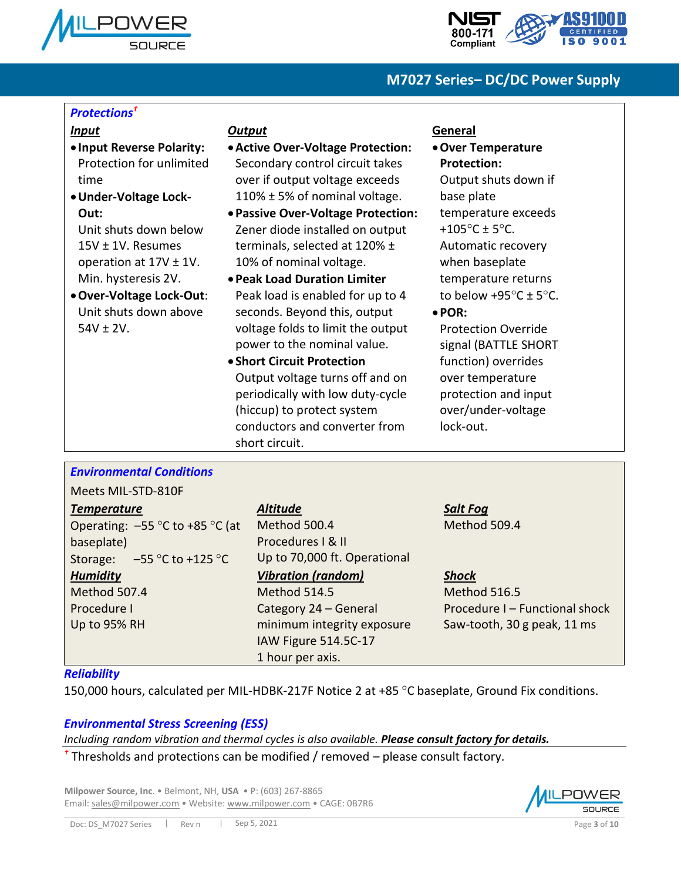## *Protections*[†]

### Input

- **Input Reverse Polarity:** Protection for unlimited time
- **Under-Voltage Lock-Out:** Unit shuts down below 15V ± 1V. Resumes operation at 17V ± 1V. Min. hysteresis 2V.
- **Over-Voltage Lock-Out**: Unit shuts down above 54V ± 2V.

### Output

- **Active Over-Voltage Protection:** Secondary control circuit takes over if output voltage exceeds 110% ± 5% of nominal voltage.
- **Passive Over-Voltage Protection:** Zener diode installed on output terminals, selected at 120% ± 10% of nominal voltage.
- **Peak Load Duration Limiter** Peak load is enabled for up to 4 seconds. Beyond this, output voltage folds to limit the output power to the nominal value.
- **Short Circuit Protection** Output voltage turns off and on periodically with low duty-cycle (hiccup) to protect system conductors and converter from short circuit.

### General

- **Over Temperature Protection:** Output shuts down if base plate temperature exceeds +105°C ± 5°C. Automatic recovery when baseplate temperature returns to below +95°C ± 5°C.
- **POR:** Protection Override signal (BATTLE SHORT function) overrides over temperature protection and input over/under-voltage lock-out.

## *Environmental Conditions*

Meets MIL-STD-810F

### Temperature

Operating: –55 °C to +85 °C (at baseplate)
Storage: –55 °C to +125 °C

### Humidity

Method 507.4
Procedure I
Up to 95% RH

### Altitude

Method 500.4
Procedures I & II
Up to 70,000 ft. Operational

### Vibration (random)

Method 514.5
Category 24 – General minimum integrity exposure IAW Figure 514.5C-17
1 hour per axis.

### Salt Fog

Method 509.4

### Shock

Method 516.5
Procedure I – Functional shock
Saw-tooth, 30 g peak, 11 ms

## *Reliability*

150,000 hours, calculated per MIL-HDBK-217F Notice 2 at +85 °C baseplate, Ground Fix conditions.

## *Environmental Stress Screening (ESS)*

*Including random vibration and thermal cycles is also available.* ***Please consult factory for details.***

[†] Thresholds and protections can be modified / removed – please consult factory.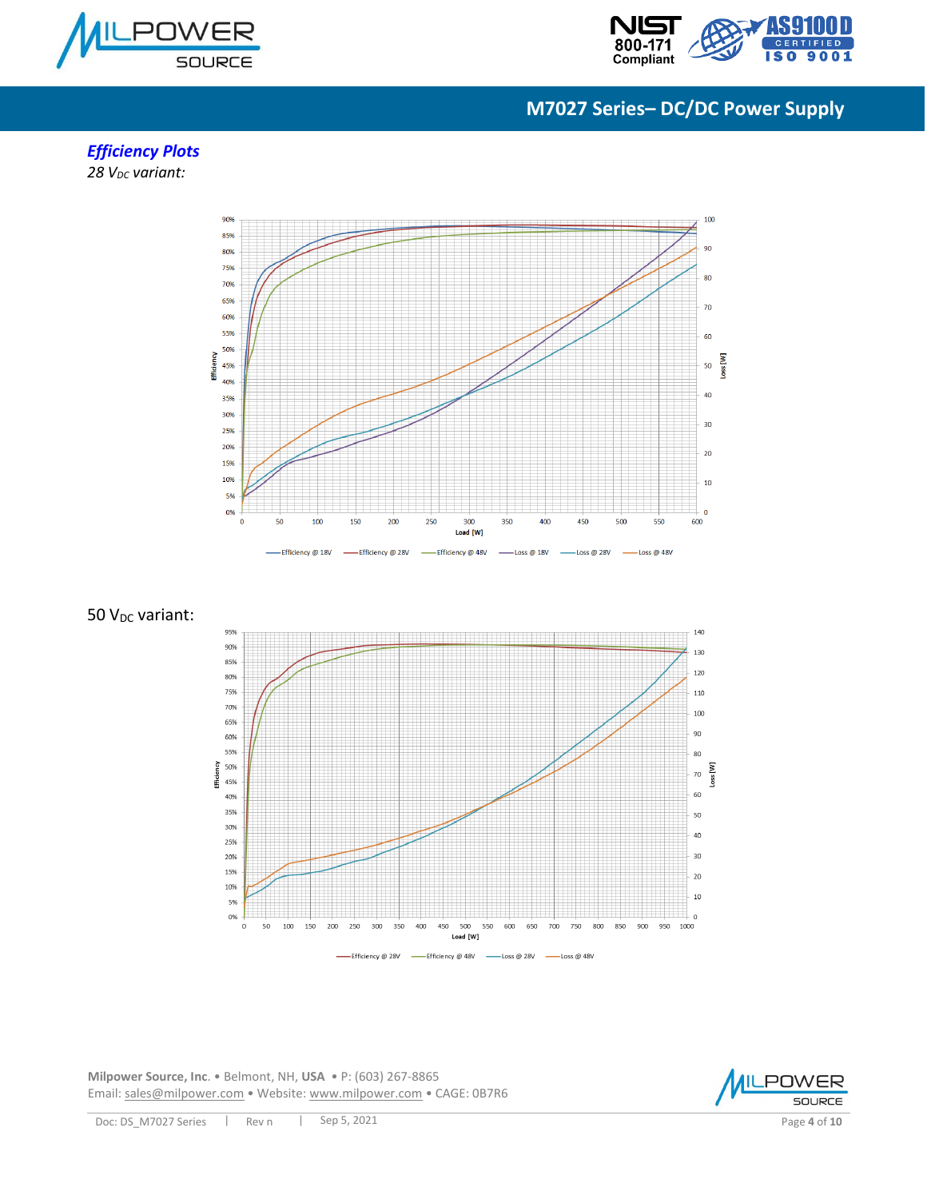## *Efficiency Plots*

*28 $V_{DC}$ variant:*

50 $V_{DC}$ variant: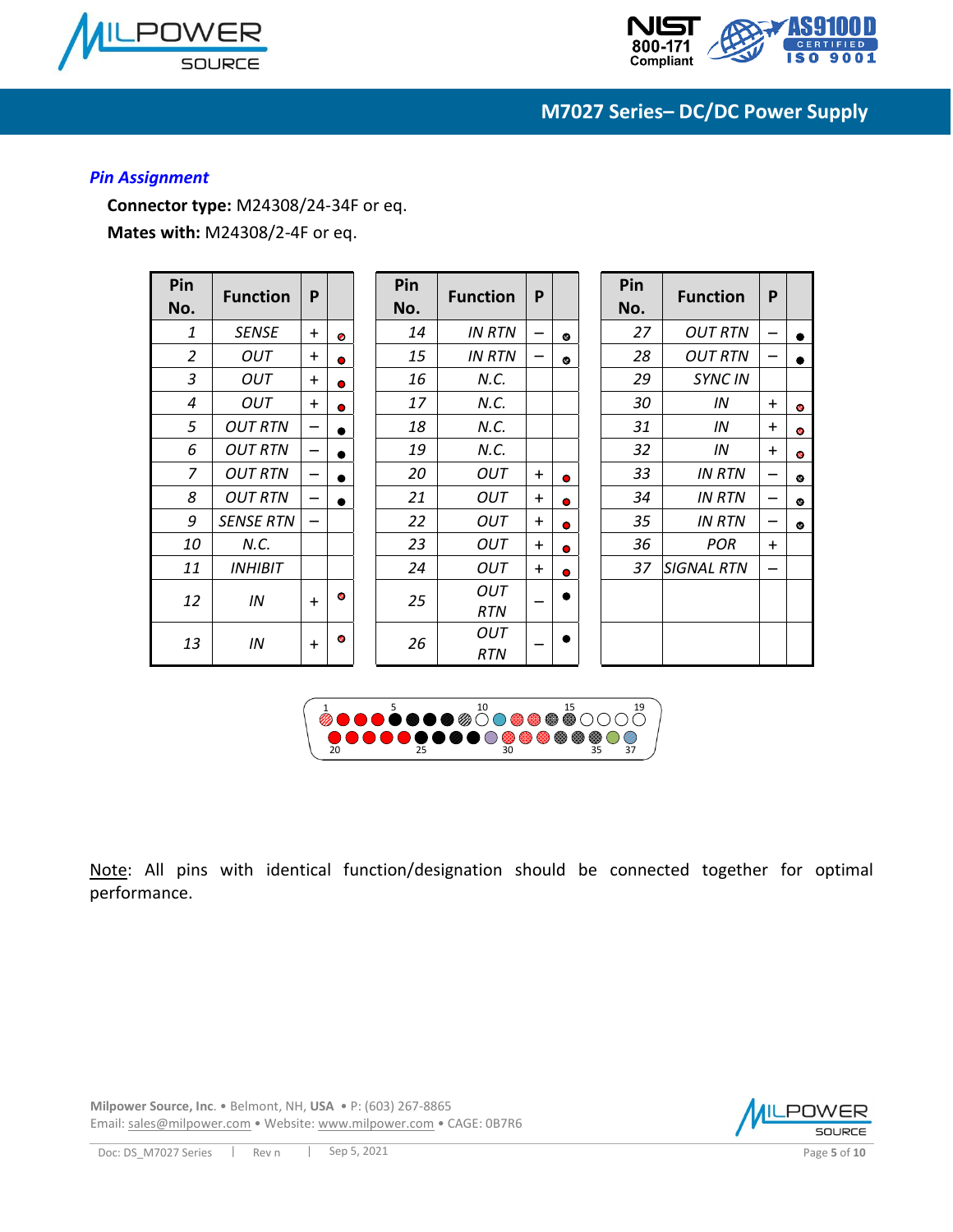## *Pin Assignment*

**Connector type:** M24308/24-34F or eq.

**Mates with:** M24308/2-4F or eq.

| Pin No. | Function | P | | Pin No. | Function | P | | Pin No. | Function | P | |
|---|---|---|---|---|---|---|---|---|---|---|---|
| *1* | *SENSE* | + | | *14* | *IN RTN* | – | | *27* | *OUT RTN* | – | |
| *2* | *OUT* | + | | *15* | *IN RTN* | – | | *28* | *OUT RTN* | – | |
| *3* | *OUT* | + | | *16* | *N.C.* | | | *29* | *SYNC IN* | | |
| *4* | *OUT* | + | | *17* | *N.C.* | | | *30* | *IN* | + | |
| *5* | *OUT RTN* | – | | *18* | *N.C.* | | | *31* | *IN* | + | |
| *6* | *OUT RTN* | – | | *19* | *N.C.* | | | *32* | *IN* | + | |
| *7* | *OUT RTN* | – | | *20* | *OUT* | + | | *33* | *IN RTN* | – | |
| *8* | *OUT RTN* | – | | *21* | *OUT* | + | | *34* | *IN RTN* | – | |
| *9* | *SENSE RTN* | – | | *22* | *OUT* | + | | *35* | *IN RTN* | – | |
| *10* | *N.C.* | | | *23* | *OUT* | + | | *36* | *POR* | + | |
| *11* | *INHIBIT* | | | *24* | *OUT* | + | | *37* | *SIGNAL RTN* | – | |
| *12* | *IN* | + | | *25* | *OUT RTN* | – | | | | | |
| *13* | *IN* | + | | *26* | *OUT RTN* | – | | | | | |

1 5 10 15 19
20 25 30 35 37

Note: All pins with identical function/designation should be connected together for optimal performance.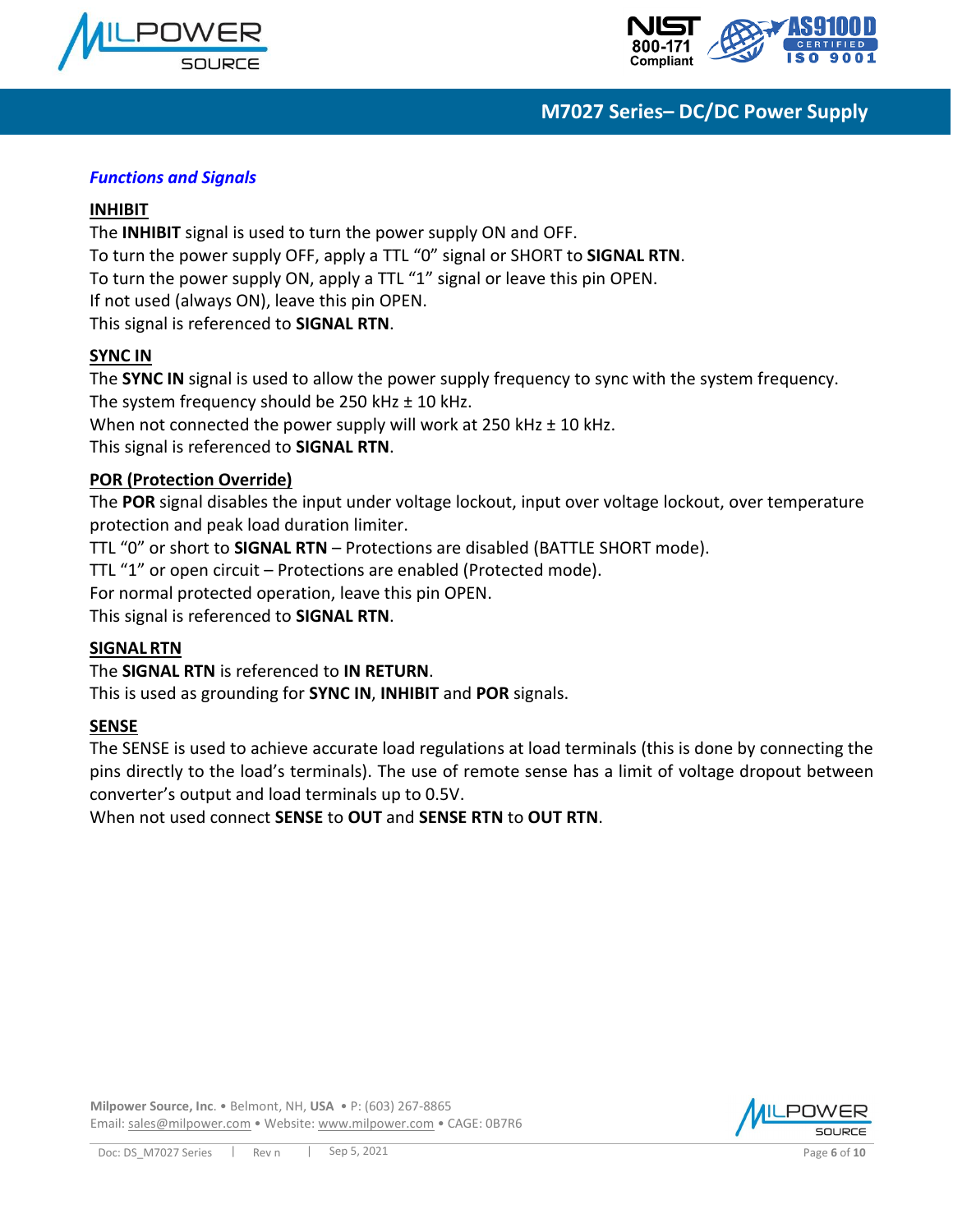## *Functions and Signals*

### INHIBIT

The **INHIBIT** signal is used to turn the power supply ON and OFF.
To turn the power supply OFF, apply a TTL "0" signal or SHORT to **SIGNAL RTN**.
To turn the power supply ON, apply a TTL "1" signal or leave this pin OPEN.
If not used (always ON), leave this pin OPEN.
This signal is referenced to **SIGNAL RTN**.

### SYNC IN

The **SYNC IN** signal is used to allow the power supply frequency to sync with the system frequency.
The system frequency should be 250 kHz ± 10 kHz.
When not connected the power supply will work at 250 kHz ± 10 kHz.
This signal is referenced to **SIGNAL RTN**.

### POR (Protection Override)

The **POR** signal disables the input under voltage lockout, input over voltage lockout, over temperature protection and peak load duration limiter.
TTL "0" or short to **SIGNAL RTN** – Protections are disabled (BATTLE SHORT mode).
TTL "1" or open circuit – Protections are enabled (Protected mode).
For normal protected operation, leave this pin OPEN.
This signal is referenced to **SIGNAL RTN**.

### SIGNAL RTN

The **SIGNAL RTN** is referenced to **IN RETURN**.
This is used as grounding for **SYNC IN**, **INHIBIT** and **POR** signals.

### SENSE

The SENSE is used to achieve accurate load regulations at load terminals (this is done by connecting the pins directly to the load's terminals). The use of remote sense has a limit of voltage dropout between converter's output and load terminals up to 0.5V.
When not used connect **SENSE** to **OUT** and **SENSE RTN** to **OUT RTN**.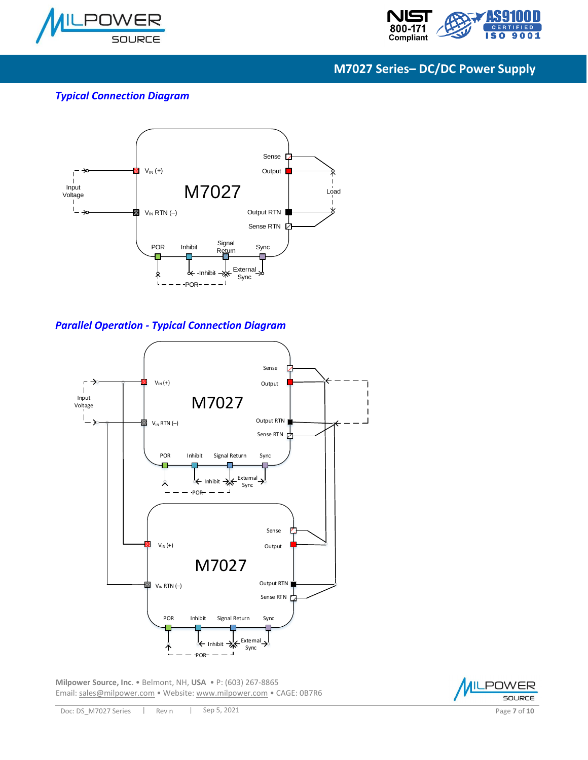## Typical Connection Diagram

M7027

Sense

Output

$V_{IN}$ (+)

Input Voltage

Load

$V_{IN}$ RTN (–)

Output RTN

Sense RTN

POR

Inhibit

Signal Return

Sync

-Inhibit

External Sync

-POR-

## Parallel Operation - Typical Connection Diagram

M7027

Sense

Output

$V_{IN}$ (+)

Input Voltage

$V_{IN}$ RTN (–)

Output RTN

Sense RTN

POR

Inhibit

Signal Return

Sync

Inhibit

External Sync

-POR-

M7027

Sense

Output

$V_{IN}$ (+)

$V_{IN}$ RTN (–)

Output RTN

Sense RTN

POR

Inhibit

Signal Return

Sync

Inhibit

External Sync

-POR-

**Milpower Source, Inc.** • Belmont, NH, **USA** • P: (603) 267-8865
Email: sales@milpower.com • Website: www.milpower.com • CAGE: 0B7R6

Doc: DS_M7027 Series | Rev n | Sep 5, 2021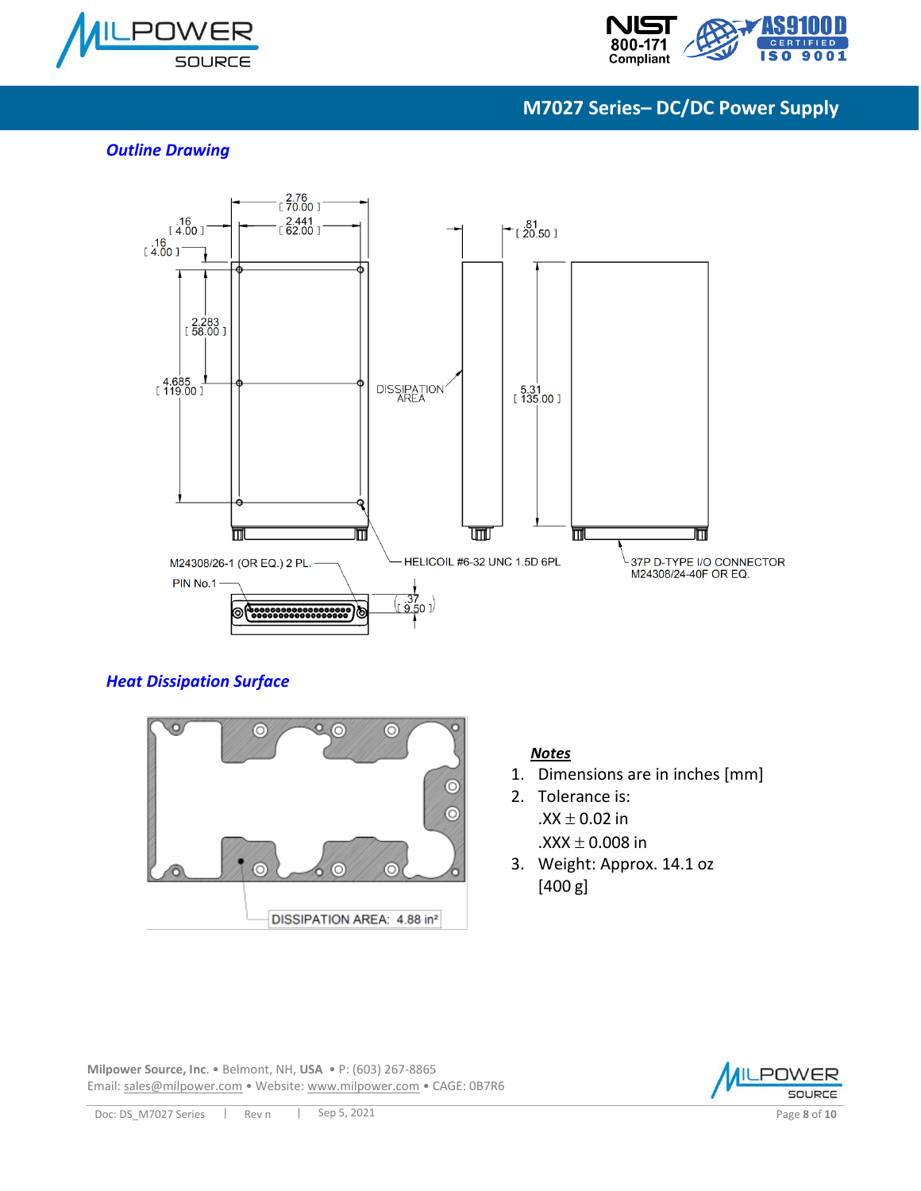## M7027 Series– DC/DC Power Supply

### Outline Drawing

2.76 [ 70.00 ]

2.441 [ 62.00 ]

.16 [ 4.00 ]

.16 [ 4.00 ]

.81 [ 20.50 ]

2.283 [ 58.00 ]

4.685 [ 119.00 ]

DISSIPATION AREA

5.31 [ 135.00 ]

M24308/26-1 (OR EQ.) 2 PL.

HELICOIL #6-32 UNC 1.5D 6PL

37P D-TYPE I/O CONNECTOR M24308/24-40F OR EQ.

PIN No.1

.37 [ 9.50 ]

### Heat Dissipation Surface

DISSIPATION AREA: 4.88 in²

**Notes**

1. Dimensions are in inches [mm]
2. Tolerance is:
   .XX $\pm$ 0.02 in
   .XXX $\pm$ 0.008 in
3. Weight: Approx. 14.1 oz [400 g]

**Milpower Source, Inc.** • Belmont, NH, **USA** • P: (603) 267-8865
Email: sales@milpower.com • Website: www.milpower.com • CAGE: 0B7R6

Doc: DS_M7027 Series | Rev n | Sep 5, 2021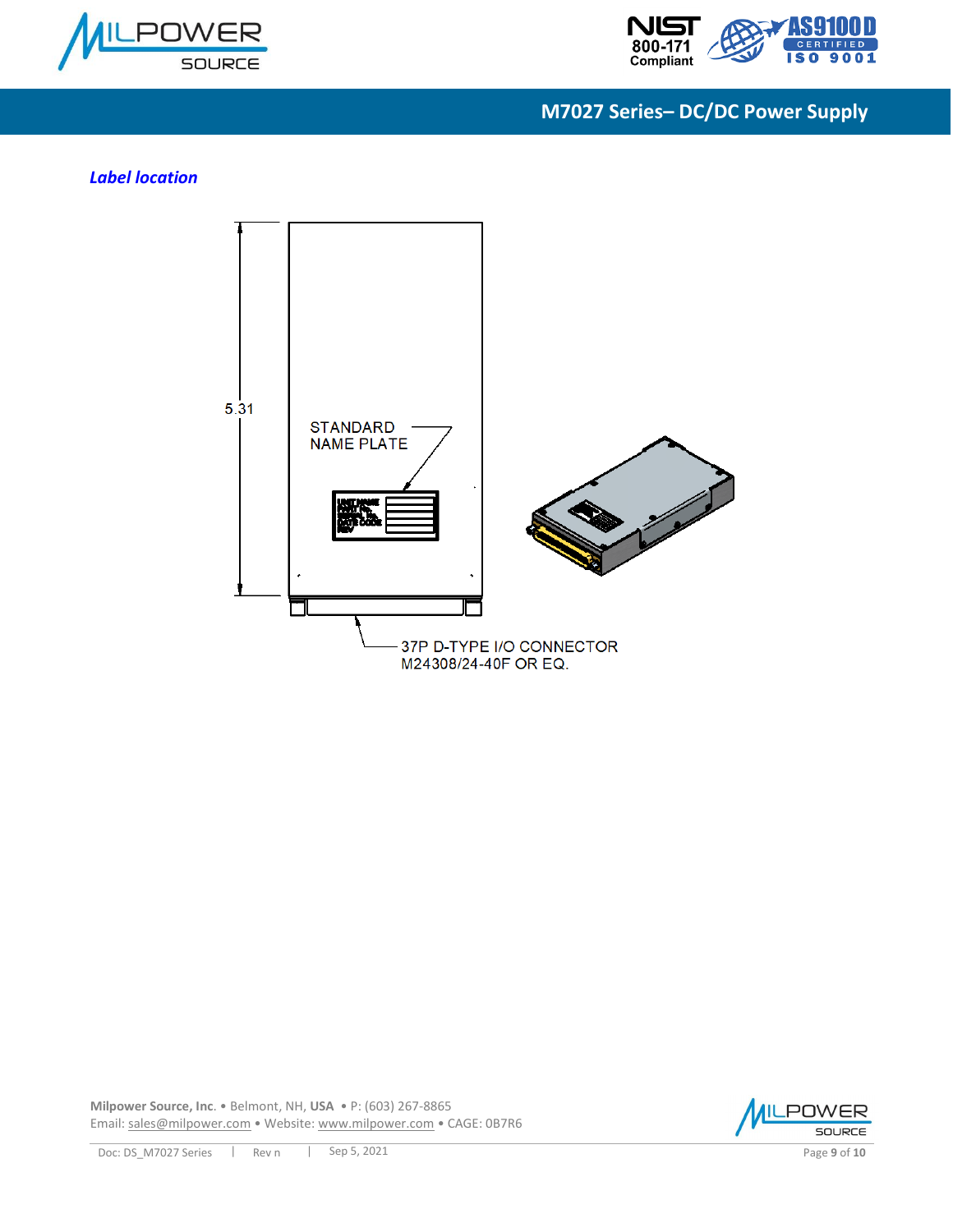### *Label location*

5.31

STANDARD NAME PLATE

UNIT NAME
PART No.
SERIAL No.
DATE CODE
REV

37P D-TYPE I/O CONNECTOR
M24308/24-40F OR EQ.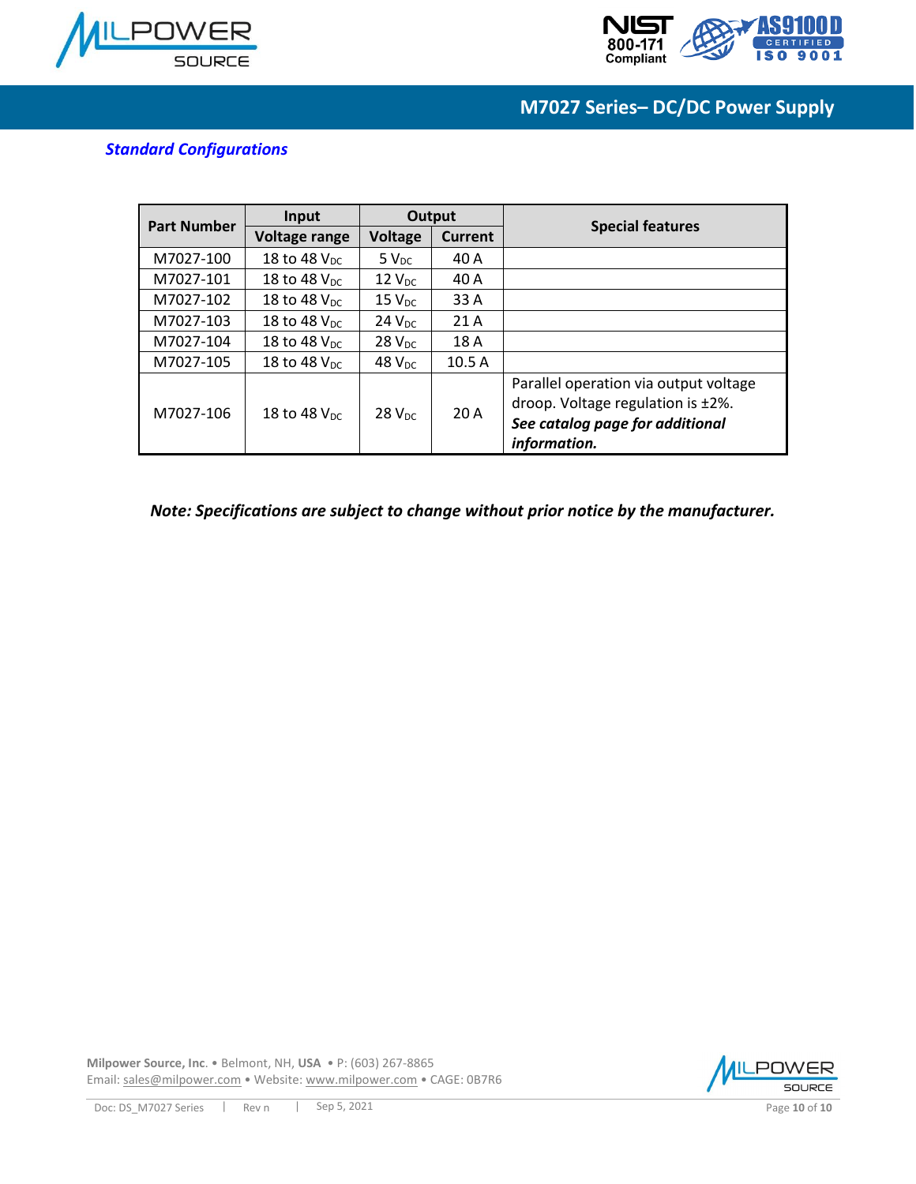## *Standard Configurations*

| Part Number | Input | Output | | Special features |
|---|---|---|---|---|
| | Voltage range | Voltage | Current | |
| M7027-100 | 18 to 48 $V_{DC}$ | 5 $V_{DC}$ | 40 A | |
| M7027-101 | 18 to 48 $V_{DC}$ | 12 $V_{DC}$ | 40 A | |
| M7027-102 | 18 to 48 $V_{DC}$ | 15 $V_{DC}$ | 33 A | |
| M7027-103 | 18 to 48 $V_{DC}$ | 24 $V_{DC}$ | 21 A | |
| M7027-104 | 18 to 48 $V_{DC}$ | 28 $V_{DC}$ | 18 A | |
| M7027-105 | 18 to 48 $V_{DC}$ | 48 $V_{DC}$ | 10.5 A | |
| M7027-106 | 18 to 48 $V_{DC}$ | 28 $V_{DC}$ | 20 A | Parallel operation via output voltage droop. Voltage regulation is ±2%. ***See catalog page for additional information.*** |

***Note: Specifications are subject to change without prior notice by the manufacturer.***